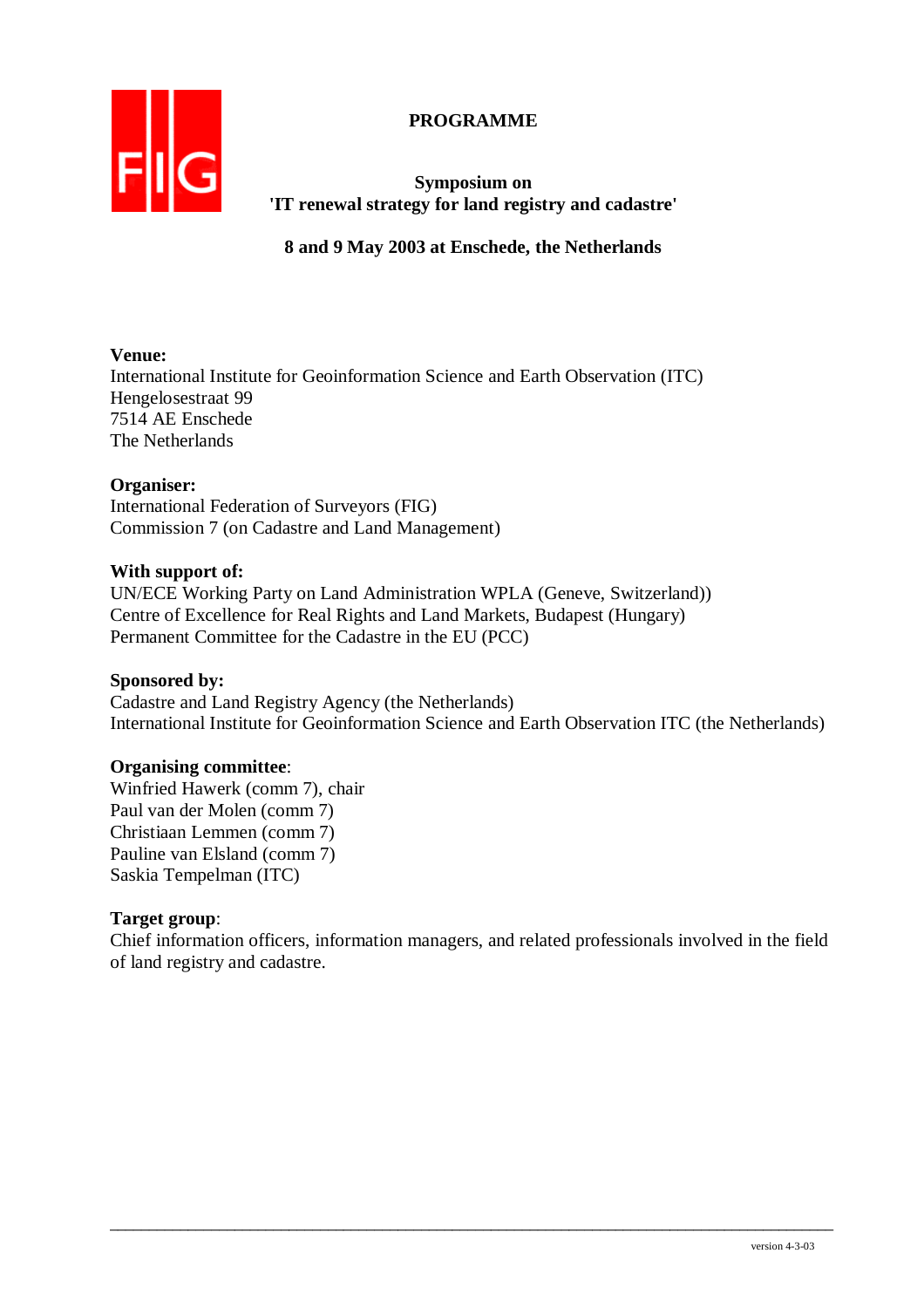# PROGRAMME

## Symposium on 'IT renewal strategy for land registry and cadastre'

**8 and 9 May 2003 at Enschede, the Netherlands**

**Venue:**
International Institute for Geoinformation Science and Earth Observation (ITC)
Hengelosestraat 99
7514 AE Enschede
The Netherlands

**Organiser:**
International Federation of Surveyors (FIG)
Commission 7 (on Cadastre and Land Management)

**With support of:**
UN/ECE Working Party on Land Administration WPLA (Geneve, Switzerland))
Centre of Excellence for Real Rights and Land Markets, Budapest (Hungary)
Permanent Committee for the Cadastre in the EU (PCC)

**Sponsored by:**
Cadastre and Land Registry Agency (the Netherlands)
International Institute for Geoinformation Science and Earth Observation ITC (the Netherlands)

**Organising committee**:
Winfried Hawerk (comm 7), chair
Paul van der Molen (comm 7)
Christiaan Lemmen (comm 7)
Pauline van Elsland (comm 7)
Saskia Tempelman (ITC)

**Target group**:
Chief information officers, information managers, and related professionals involved in the field of land registry and cadastre.

version 4-3-03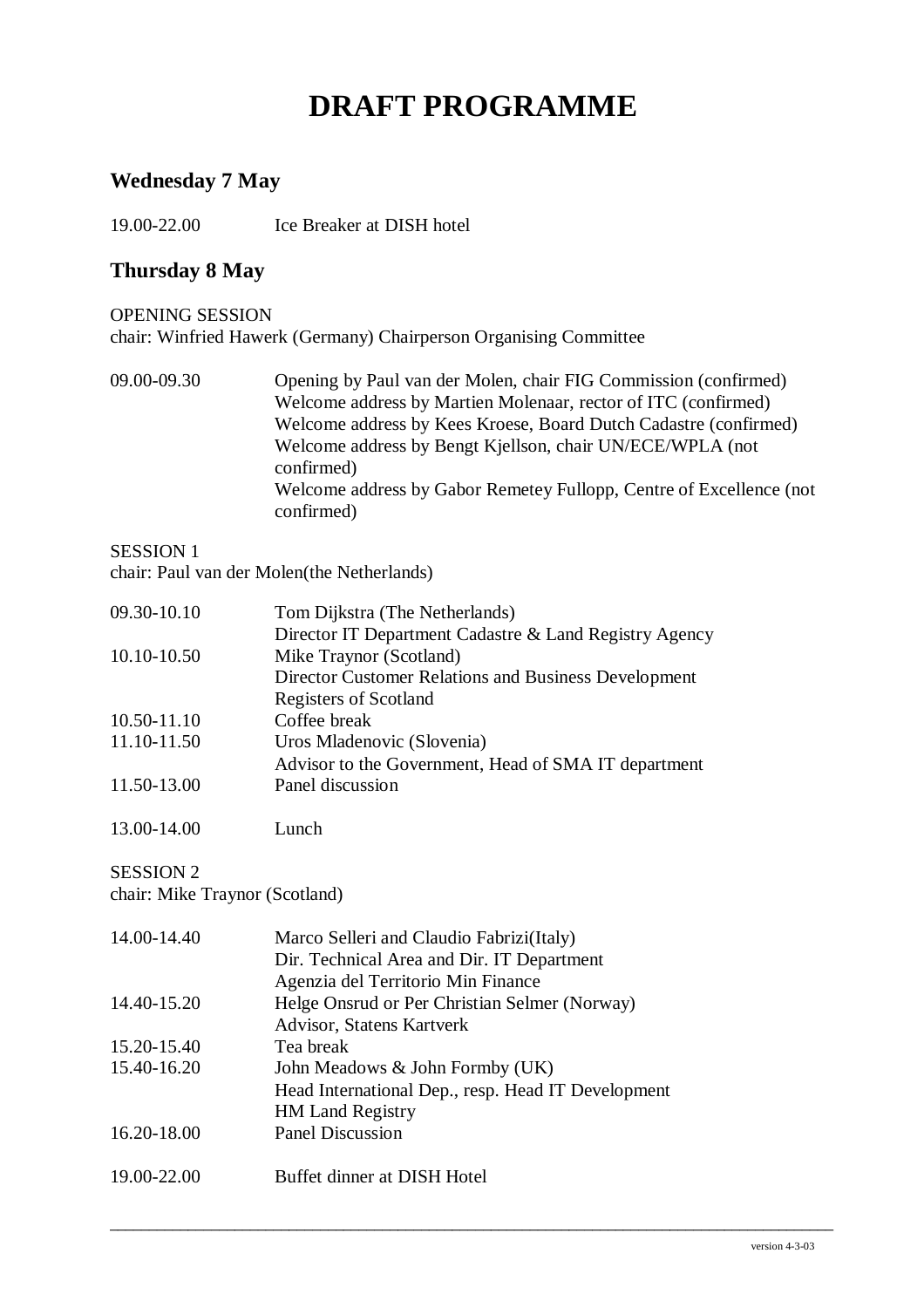# DRAFT PROGRAMME

## Wednesday 7 May

| | |
|---|---|
| 19.00-22.00 | Ice Breaker at DISH hotel |

## Thursday 8 May

OPENING SESSION
chair: Winfried Hawerk (Germany) Chairperson Organising Committee

| | |
|---|---|
| 09.00-09.30 | Opening by Paul van der Molen, chair FIG Commission (confirmed)<br>Welcome address by Martien Molenaar, rector of ITC (confirmed)<br>Welcome address by Kees Kroese, Board Dutch Cadastre (confirmed)<br>Welcome address by Bengt Kjellson, chair UN/ECE/WPLA (not confirmed)<br>Welcome address by Gabor Remetey Fullopp, Centre of Excellence (not confirmed) |

SESSION 1
chair: Paul van der Molen(the Netherlands)

| | |
|---|---|
| 09.30-10.10 | Tom Dijkstra (The Netherlands)<br>Director IT Department Cadastre & Land Registry Agency |
| 10.10-10.50 | Mike Traynor (Scotland)<br>Director Customer Relations and Business Development<br>Registers of Scotland |
| 10.50-11.10 | Coffee break |
| 11.10-11.50 | Uros Mladenovic (Slovenia)<br>Advisor to the Government, Head of SMA IT department |
| 11.50-13.00 | Panel discussion |
| 13.00-14.00 | Lunch |

SESSION 2
chair: Mike Traynor (Scotland)

| | |
|---|---|
| 14.00-14.40 | Marco Selleri and Claudio Fabrizi(Italy)<br>Dir. Technical Area and Dir. IT Department<br>Agenzia del Territorio Min Finance |
| 14.40-15.20 | Helge Onsrud or Per Christian Selmer (Norway)<br>Advisor, Statens Kartverk |
| 15.20-15.40 | Tea break |
| 15.40-16.20 | John Meadows & John Formby (UK)<br>Head International Dep., resp. Head IT Development<br>HM Land Registry |
| 16.20-18.00 | Panel Discussion |
| 19.00-22.00 | Buffet dinner at DISH Hotel |

version 4-3-03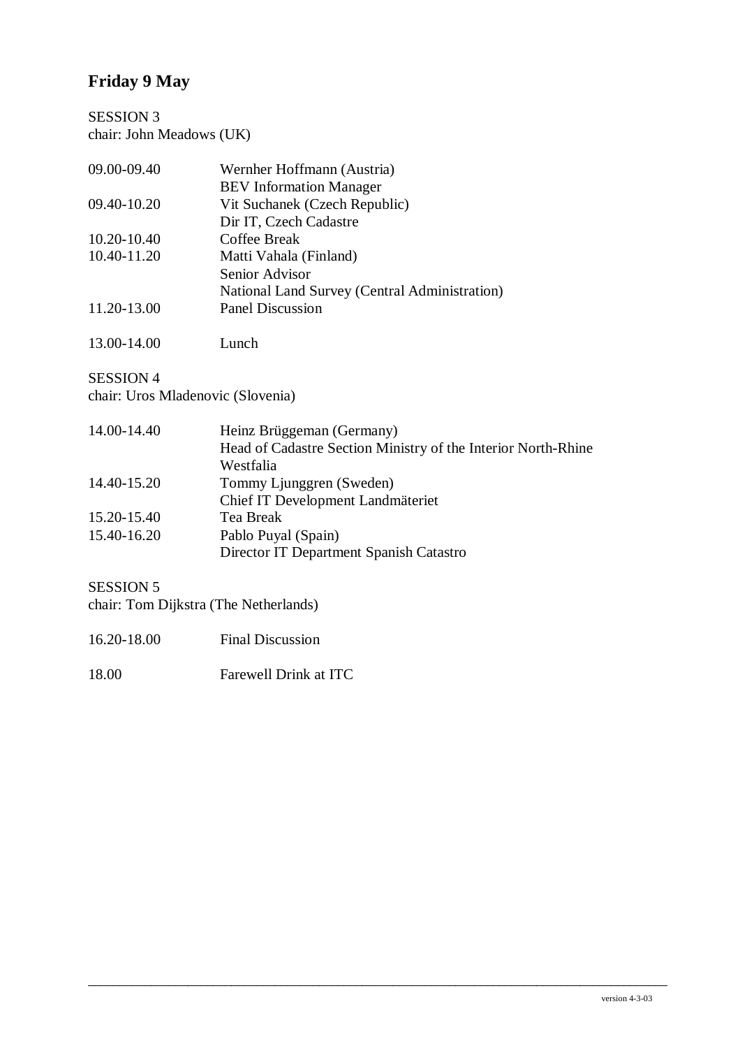## Friday 9 May

SESSION 3
chair: John Meadows (UK)

| | |
|---|---|
| 09.00-09.40 | Wernher Hoffmann (Austria)<br>BEV Information Manager |
| 09.40-10.20 | Vit Suchanek (Czech Republic)<br>Dir IT, Czech Cadastre |
| 10.20-10.40 | Coffee Break |
| 10.40-11.20 | Matti Vahala (Finland)<br>Senior Advisor<br>National Land Survey (Central Administration) |
| 11.20-13.00 | Panel Discussion |
| 13.00-14.00 | Lunch |

SESSION 4
chair: Uros Mladenovic (Slovenia)

| | |
|---|---|
| 14.00-14.40 | Heinz Brüggeman (Germany)<br>Head of Cadastre Section Ministry of the Interior North-Rhine Westfalia |
| 14.40-15.20 | Tommy Ljunggren (Sweden)<br>Chief IT Development Landmäteriet |
| 15.20-15.40 | Tea Break |
| 15.40-16.20 | Pablo Puyal (Spain)<br>Director IT Department Spanish Catastro |

SESSION 5
chair: Tom Dijkstra (The Netherlands)

| | |
|---|---|
| 16.20-18.00 | Final Discussion |
| 18.00 | Farewell Drink at ITC |